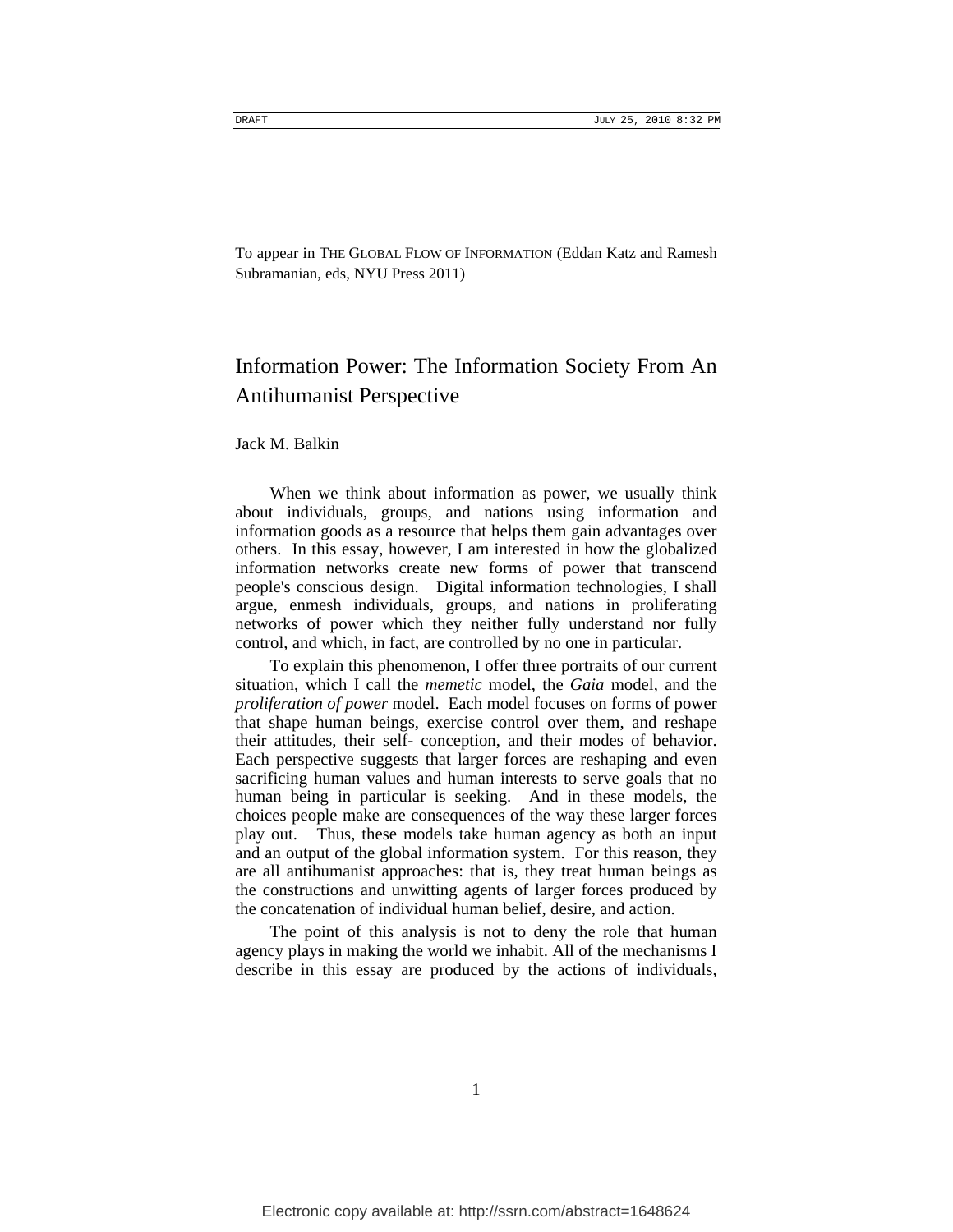To appear in THE GLOBAL FLOW OF INFORMATION (Eddan Katz and Ramesh Subramanian, eds, NYU Press 2011)

# Information Power: The Information Society From An Antihumanist Perspective

Jack M. Balkin

When we think about information as power, we usually think about individuals, groups, and nations using information and information goods as a resource that helps them gain advantages over others. In this essay, however, I am interested in how the globalized information networks create new forms of power that transcend people's conscious design. Digital information technologies, I shall argue, enmesh individuals, groups, and nations in proliferating networks of power which they neither fully understand nor fully control, and which, in fact, are controlled by no one in particular.

To explain this phenomenon, I offer three portraits of our current situation, which I call the *memetic* model, the *Gaia* model, and the *proliferation of power* model. Each model focuses on forms of power that shape human beings, exercise control over them, and reshape their attitudes, their self- conception, and their modes of behavior. Each perspective suggests that larger forces are reshaping and even sacrificing human values and human interests to serve goals that no human being in particular is seeking. And in these models, the choices people make are consequences of the way these larger forces play out. Thus, these models take human agency as both an input and an output of the global information system. For this reason, they are all antihumanist approaches: that is, they treat human beings as the constructions and unwitting agents of larger forces produced by the concatenation of individual human belief, desire, and action.

The point of this analysis is not to deny the role that human agency plays in making the world we inhabit. All of the mechanisms I describe in this essay are produced by the actions of individuals,

Electronic copy available at: http://ssrn.com/abstract=1648624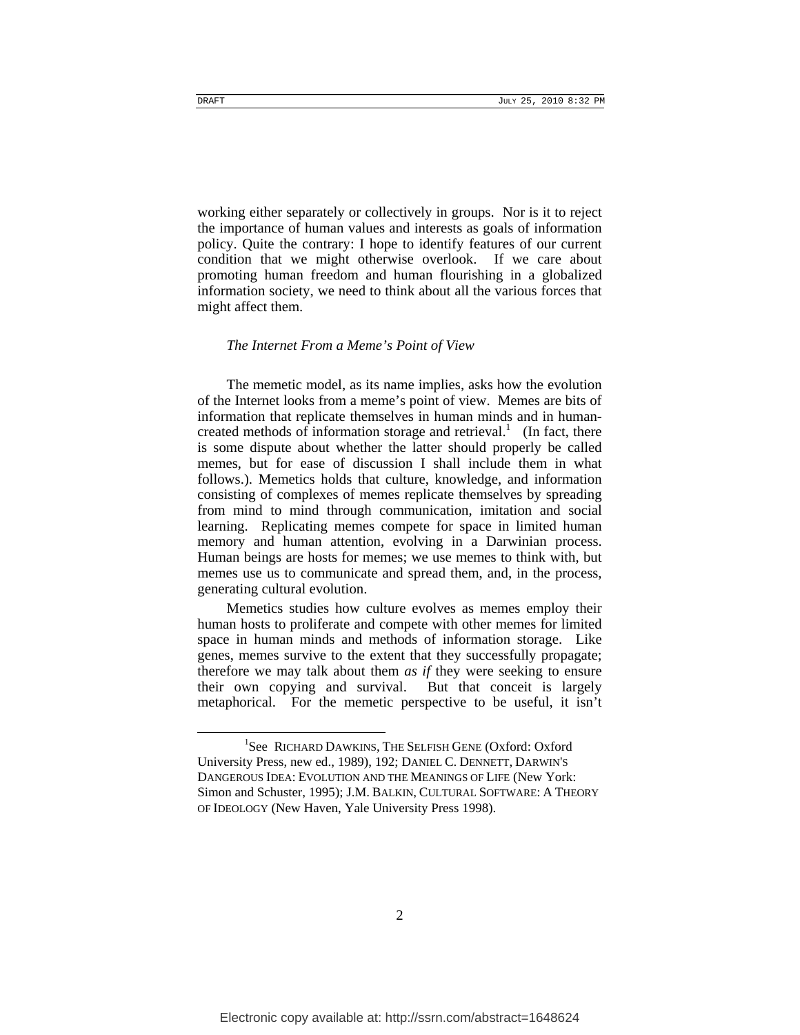working either separately or collectively in groups. Nor is it to reject the importance of human values and interests as goals of information policy. Quite the contrary: I hope to identify features of our current condition that we might otherwise overlook. If we care about promoting human freedom and human flourishing in a globalized information society, we need to think about all the various forces that might affect them.

*The Internet From a Meme's Point of View*

The memetic model, as its name implies, asks how the evolution of the Internet looks from a meme's point of view. Memes are bits of information that replicate themselves in human minds and in human-created methods of information storage and retrieval.[1] (In fact, there is some dispute about whether the latter should properly be called memes, but for ease of discussion I shall include them in what follows.). Memetics holds that culture, knowledge, and information consisting of complexes of memes replicate themselves by spreading from mind to mind through communication, imitation and social learning. Replicating memes compete for space in limited human memory and human attention, evolving in a Darwinian process. Human beings are hosts for memes; we use memes to think with, but memes use us to communicate and spread them, and, in the process, generating cultural evolution.

Memetics studies how culture evolves as memes employ their human hosts to proliferate and compete with other memes for limited space in human minds and methods of information storage. Like genes, memes survive to the extent that they successfully propagate; therefore we may talk about them *as if* they were seeking to ensure their own copying and survival. But that conceit is largely metaphorical. For the memetic perspective to be useful, it isn't

---

[1] See RICHARD DAWKINS, THE SELFISH GENE (Oxford: Oxford University Press, new ed., 1989), 192; DANIEL C. DENNETT, DARWIN'S DANGEROUS IDEA: EVOLUTION AND THE MEANINGS OF LIFE (New York: Simon and Schuster, 1995); J.M. BALKIN, CULTURAL SOFTWARE: A THEORY OF IDEOLOGY (New Haven, Yale University Press 1998).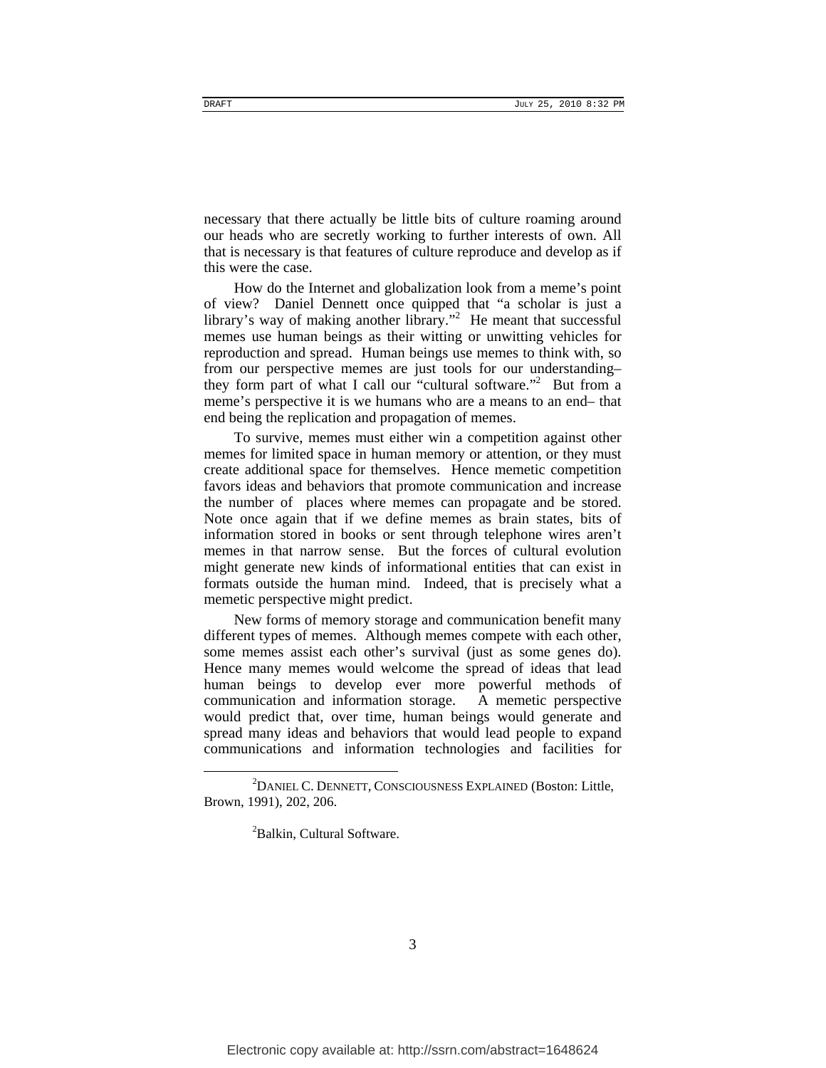necessary that there actually be little bits of culture roaming around our heads who are secretly working to further interests of own. All that is necessary is that features of culture reproduce and develop as if this were the case.

How do the Internet and globalization look from a meme's point of view? Daniel Dennett once quipped that "a scholar is just a library's way of making another library."[2] He meant that successful memes use human beings as their witting or unwitting vehicles for reproduction and spread. Human beings use memes to think with, so from our perspective memes are just tools for our understanding– they form part of what I call our "cultural software."[2] But from a meme's perspective it is we humans who are a means to an end– that end being the replication and propagation of memes.

To survive, memes must either win a competition against other memes for limited space in human memory or attention, or they must create additional space for themselves. Hence memetic competition favors ideas and behaviors that promote communication and increase the number of places where memes can propagate and be stored. Note once again that if we define memes as brain states, bits of information stored in books or sent through telephone wires aren't memes in that narrow sense. But the forces of cultural evolution might generate new kinds of informational entities that can exist in formats outside the human mind. Indeed, that is precisely what a memetic perspective might predict.

New forms of memory storage and communication benefit many different types of memes. Although memes compete with each other, some memes assist each other's survival (just as some genes do). Hence many memes would welcome the spread of ideas that lead human beings to develop ever more powerful methods of communication and information storage. A memetic perspective would predict that, over time, human beings would generate and spread many ideas and behaviors that would lead people to expand communications and information technologies and facilities for

---

[2] DANIEL C. DENNETT, CONSCIOUSNESS EXPLAINED (Boston: Little, Brown, 1991), 202, 206.

[2] Balkin, Cultural Software.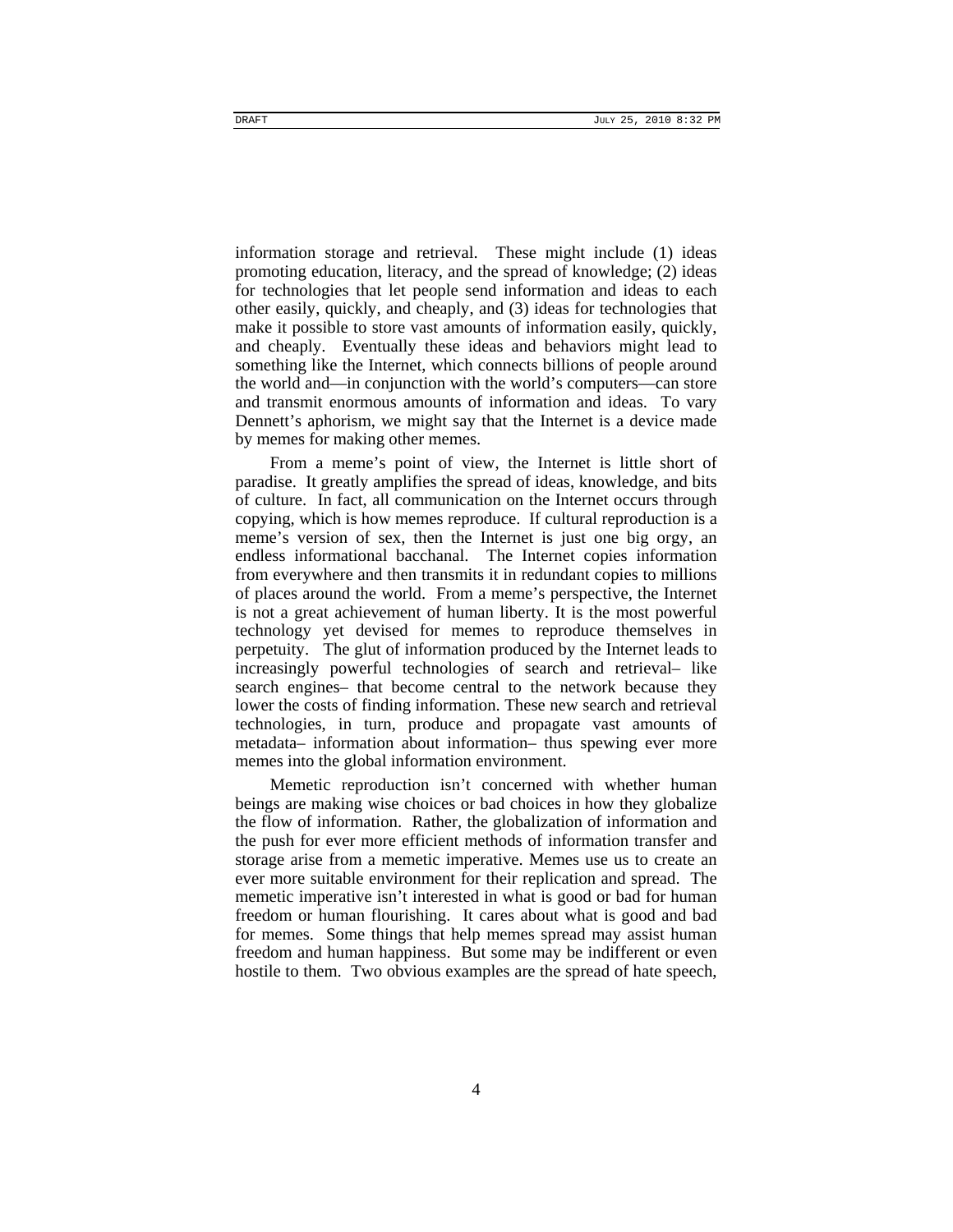information storage and retrieval. These might include (1) ideas promoting education, literacy, and the spread of knowledge; (2) ideas for technologies that let people send information and ideas to each other easily, quickly, and cheaply, and (3) ideas for technologies that make it possible to store vast amounts of information easily, quickly, and cheaply. Eventually these ideas and behaviors might lead to something like the Internet, which connects billions of people around the world and—in conjunction with the world's computers—can store and transmit enormous amounts of information and ideas. To vary Dennett's aphorism, we might say that the Internet is a device made by memes for making other memes.

From a meme's point of view, the Internet is little short of paradise. It greatly amplifies the spread of ideas, knowledge, and bits of culture. In fact, all communication on the Internet occurs through copying, which is how memes reproduce. If cultural reproduction is a meme's version of sex, then the Internet is just one big orgy, an endless informational bacchanal. The Internet copies information from everywhere and then transmits it in redundant copies to millions of places around the world. From a meme's perspective, the Internet is not a great achievement of human liberty. It is the most powerful technology yet devised for memes to reproduce themselves in perpetuity. The glut of information produced by the Internet leads to increasingly powerful technologies of search and retrieval– like search engines– that become central to the network because they lower the costs of finding information. These new search and retrieval technologies, in turn, produce and propagate vast amounts of metadata– information about information– thus spewing ever more memes into the global information environment.

Memetic reproduction isn't concerned with whether human beings are making wise choices or bad choices in how they globalize the flow of information. Rather, the globalization of information and the push for ever more efficient methods of information transfer and storage arise from a memetic imperative. Memes use us to create an ever more suitable environment for their replication and spread. The memetic imperative isn't interested in what is good or bad for human freedom or human flourishing. It cares about what is good and bad for memes. Some things that help memes spread may assist human freedom and human happiness. But some may be indifferent or even hostile to them. Two obvious examples are the spread of hate speech,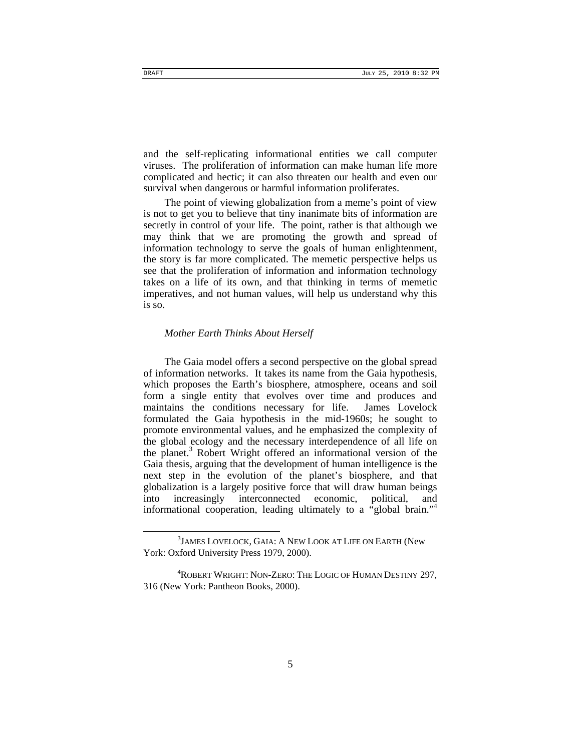and the self-replicating informational entities we call computer viruses. The proliferation of information can make human life more complicated and hectic; it can also threaten our health and even our survival when dangerous or harmful information proliferates.

The point of viewing globalization from a meme's point of view is not to get you to believe that tiny inanimate bits of information are secretly in control of your life. The point, rather is that although we may think that we are promoting the growth and spread of information technology to serve the goals of human enlightenment, the story is far more complicated. The memetic perspective helps us see that the proliferation of information and information technology takes on a life of its own, and that thinking in terms of memetic imperatives, and not human values, will help us understand why this is so.

### *Mother Earth Thinks About Herself*

The Gaia model offers a second perspective on the global spread of information networks. It takes its name from the Gaia hypothesis, which proposes the Earth's biosphere, atmosphere, oceans and soil form a single entity that evolves over time and produces and maintains the conditions necessary for life. James Lovelock formulated the Gaia hypothesis in the mid-1960s; he sought to promote environmental values, and he emphasized the complexity of the global ecology and the necessary interdependence of all life on the planet.[3] Robert Wright offered an informational version of the Gaia thesis, arguing that the development of human intelligence is the next step in the evolution of the planet's biosphere, and that globalization is a largely positive force that will draw human beings into increasingly interconnected economic, political, and informational cooperation, leading ultimately to a "global brain."[4]

---

[3] JAMES LOVELOCK, GAIA: A NEW LOOK AT LIFE ON EARTH (New York: Oxford University Press 1979, 2000).

[4] ROBERT WRIGHT: NON-ZERO: THE LOGIC OF HUMAN DESTINY 297, 316 (New York: Pantheon Books, 2000).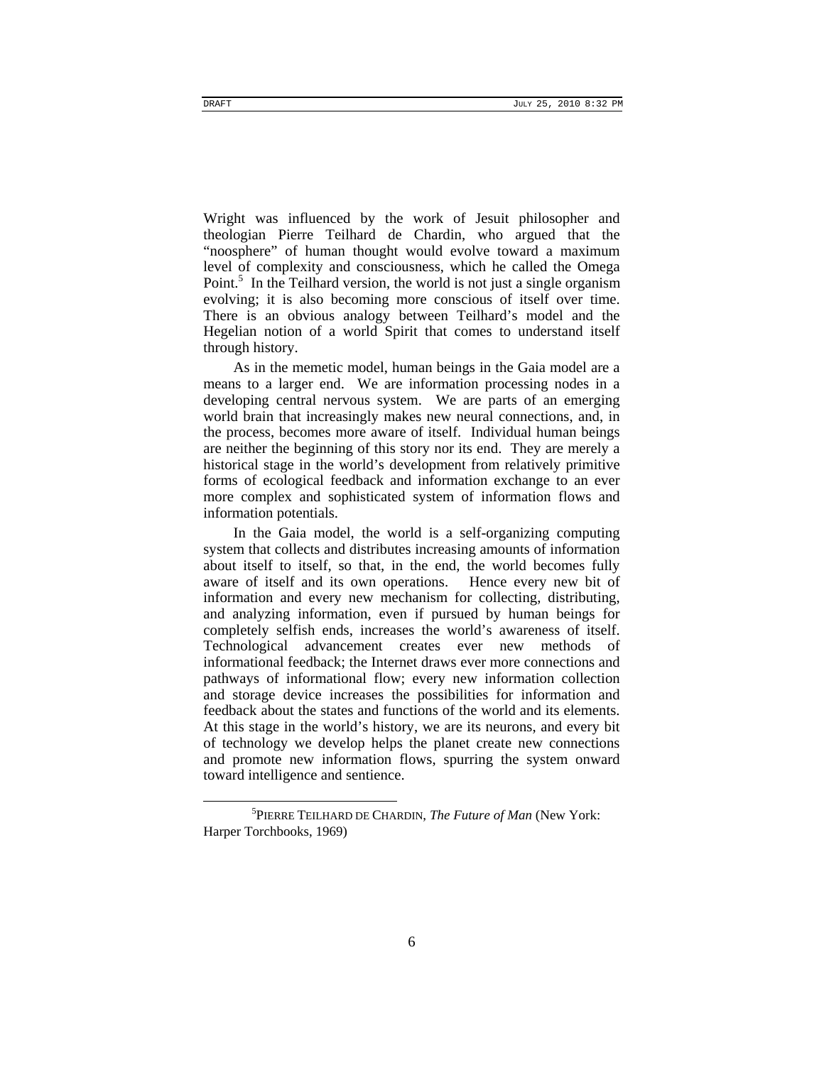Wright was influenced by the work of Jesuit philosopher and theologian Pierre Teilhard de Chardin, who argued that the "noosphere" of human thought would evolve toward a maximum level of complexity and consciousness, which he called the Omega Point.[5] In the Teilhard version, the world is not just a single organism evolving; it is also becoming more conscious of itself over time. There is an obvious analogy between Teilhard's model and the Hegelian notion of a world Spirit that comes to understand itself through history.

As in the memetic model, human beings in the Gaia model are a means to a larger end. We are information processing nodes in a developing central nervous system. We are parts of an emerging world brain that increasingly makes new neural connections, and, in the process, becomes more aware of itself. Individual human beings are neither the beginning of this story nor its end. They are merely a historical stage in the world's development from relatively primitive forms of ecological feedback and information exchange to an ever more complex and sophisticated system of information flows and information potentials.

In the Gaia model, the world is a self-organizing computing system that collects and distributes increasing amounts of information about itself to itself, so that, in the end, the world becomes fully aware of itself and its own operations. Hence every new bit of information and every new mechanism for collecting, distributing, and analyzing information, even if pursued by human beings for completely selfish ends, increases the world's awareness of itself. Technological advancement creates ever new methods of informational feedback; the Internet draws ever more connections and pathways of informational flow; every new information collection and storage device increases the possibilities for information and feedback about the states and functions of the world and its elements. At this stage in the world's history, we are its neurons, and every bit of technology we develop helps the planet create new connections and promote new information flows, spurring the system onward toward intelligence and sentience.

---

[5] PIERRE TEILHARD DE CHARDIN, *The Future of Man* (New York: Harper Torchbooks, 1969)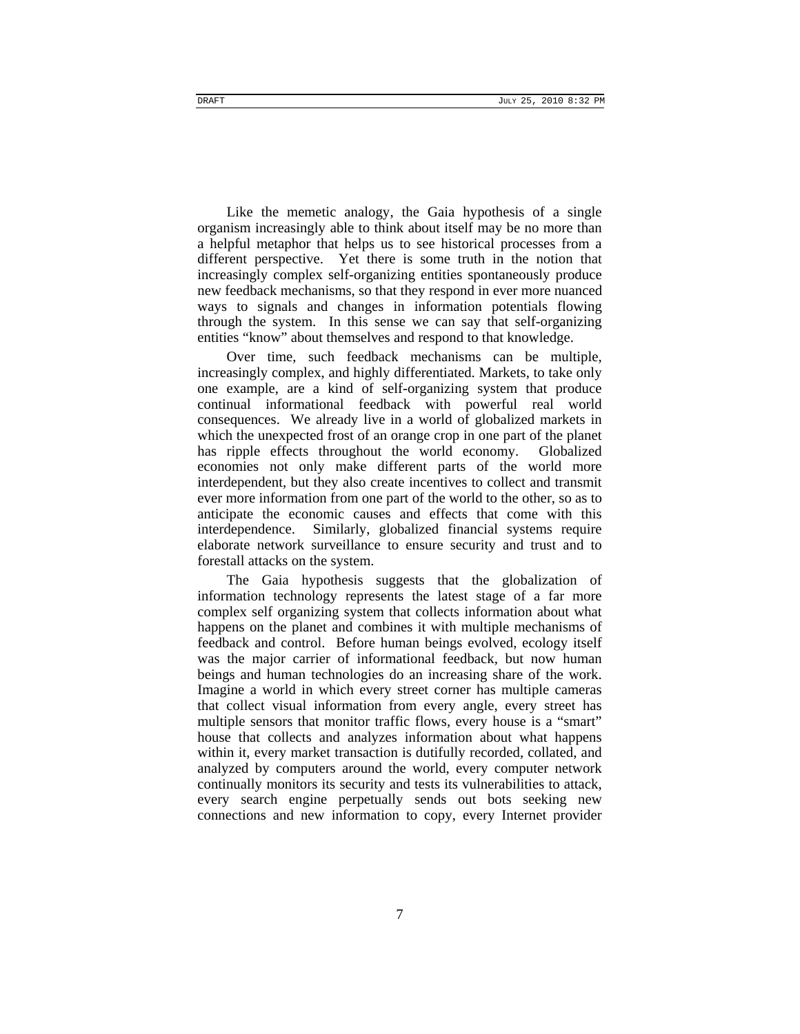Like the memetic analogy, the Gaia hypothesis of a single organism increasingly able to think about itself may be no more than a helpful metaphor that helps us to see historical processes from a different perspective. Yet there is some truth in the notion that increasingly complex self-organizing entities spontaneously produce new feedback mechanisms, so that they respond in ever more nuanced ways to signals and changes in information potentials flowing through the system. In this sense we can say that self-organizing entities "know" about themselves and respond to that knowledge.

Over time, such feedback mechanisms can be multiple, increasingly complex, and highly differentiated. Markets, to take only one example, are a kind of self-organizing system that produce continual informational feedback with powerful real world consequences. We already live in a world of globalized markets in which the unexpected frost of an orange crop in one part of the planet has ripple effects throughout the world economy. Globalized economies not only make different parts of the world more interdependent, but they also create incentives to collect and transmit ever more information from one part of the world to the other, so as to anticipate the economic causes and effects that come with this interdependence. Similarly, globalized financial systems require elaborate network surveillance to ensure security and trust and to forestall attacks on the system.

The Gaia hypothesis suggests that the globalization of information technology represents the latest stage of a far more complex self organizing system that collects information about what happens on the planet and combines it with multiple mechanisms of feedback and control. Before human beings evolved, ecology itself was the major carrier of informational feedback, but now human beings and human technologies do an increasing share of the work. Imagine a world in which every street corner has multiple cameras that collect visual information from every angle, every street has multiple sensors that monitor traffic flows, every house is a "smart" house that collects and analyzes information about what happens within it, every market transaction is dutifully recorded, collated, and analyzed by computers around the world, every computer network continually monitors its security and tests its vulnerabilities to attack, every search engine perpetually sends out bots seeking new connections and new information to copy, every Internet provider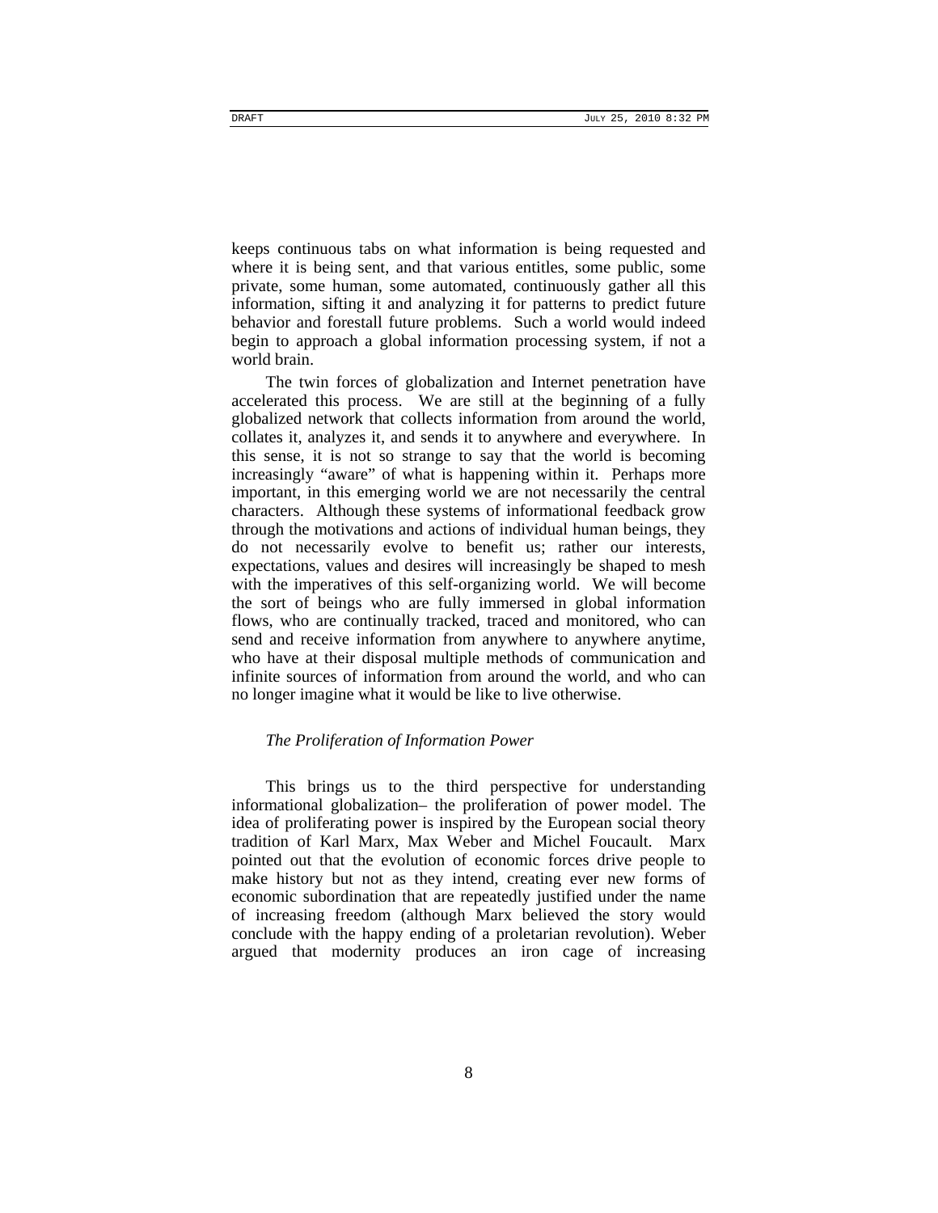keeps continuous tabs on what information is being requested and where it is being sent, and that various entitles, some public, some private, some human, some automated, continuously gather all this information, sifting it and analyzing it for patterns to predict future behavior and forestall future problems. Such a world would indeed begin to approach a global information processing system, if not a world brain.

The twin forces of globalization and Internet penetration have accelerated this process. We are still at the beginning of a fully globalized network that collects information from around the world, collates it, analyzes it, and sends it to anywhere and everywhere. In this sense, it is not so strange to say that the world is becoming increasingly "aware" of what is happening within it. Perhaps more important, in this emerging world we are not necessarily the central characters. Although these systems of informational feedback grow through the motivations and actions of individual human beings, they do not necessarily evolve to benefit us; rather our interests, expectations, values and desires will increasingly be shaped to mesh with the imperatives of this self-organizing world. We will become the sort of beings who are fully immersed in global information flows, who are continually tracked, traced and monitored, who can send and receive information from anywhere to anywhere anytime, who have at their disposal multiple methods of communication and infinite sources of information from around the world, and who can no longer imagine what it would be like to live otherwise.

*The Proliferation of Information Power*

This brings us to the third perspective for understanding informational globalization– the proliferation of power model. The idea of proliferating power is inspired by the European social theory tradition of Karl Marx, Max Weber and Michel Foucault. Marx pointed out that the evolution of economic forces drive people to make history but not as they intend, creating ever new forms of economic subordination that are repeatedly justified under the name of increasing freedom (although Marx believed the story would conclude with the happy ending of a proletarian revolution). Weber argued that modernity produces an iron cage of increasing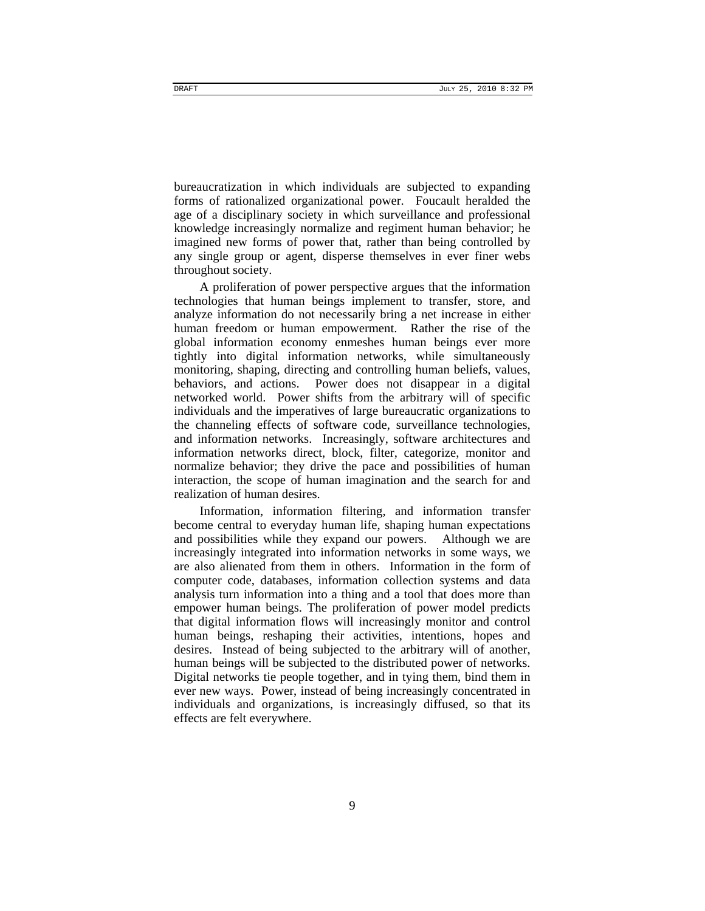bureaucratization in which individuals are subjected to expanding forms of rationalized organizational power. Foucault heralded the age of a disciplinary society in which surveillance and professional knowledge increasingly normalize and regiment human behavior; he imagined new forms of power that, rather than being controlled by any single group or agent, disperse themselves in ever finer webs throughout society.

A proliferation of power perspective argues that the information technologies that human beings implement to transfer, store, and analyze information do not necessarily bring a net increase in either human freedom or human empowerment. Rather the rise of the global information economy enmeshes human beings ever more tightly into digital information networks, while simultaneously monitoring, shaping, directing and controlling human beliefs, values, behaviors, and actions. Power does not disappear in a digital networked world. Power shifts from the arbitrary will of specific individuals and the imperatives of large bureaucratic organizations to the channeling effects of software code, surveillance technologies, and information networks. Increasingly, software architectures and information networks direct, block, filter, categorize, monitor and normalize behavior; they drive the pace and possibilities of human interaction, the scope of human imagination and the search for and realization of human desires.

Information, information filtering, and information transfer become central to everyday human life, shaping human expectations and possibilities while they expand our powers. Although we are increasingly integrated into information networks in some ways, we are also alienated from them in others. Information in the form of computer code, databases, information collection systems and data analysis turn information into a thing and a tool that does more than empower human beings. The proliferation of power model predicts that digital information flows will increasingly monitor and control human beings, reshaping their activities, intentions, hopes and desires. Instead of being subjected to the arbitrary will of another, human beings will be subjected to the distributed power of networks. Digital networks tie people together, and in tying them, bind them in ever new ways. Power, instead of being increasingly concentrated in individuals and organizations, is increasingly diffused, so that its effects are felt everywhere.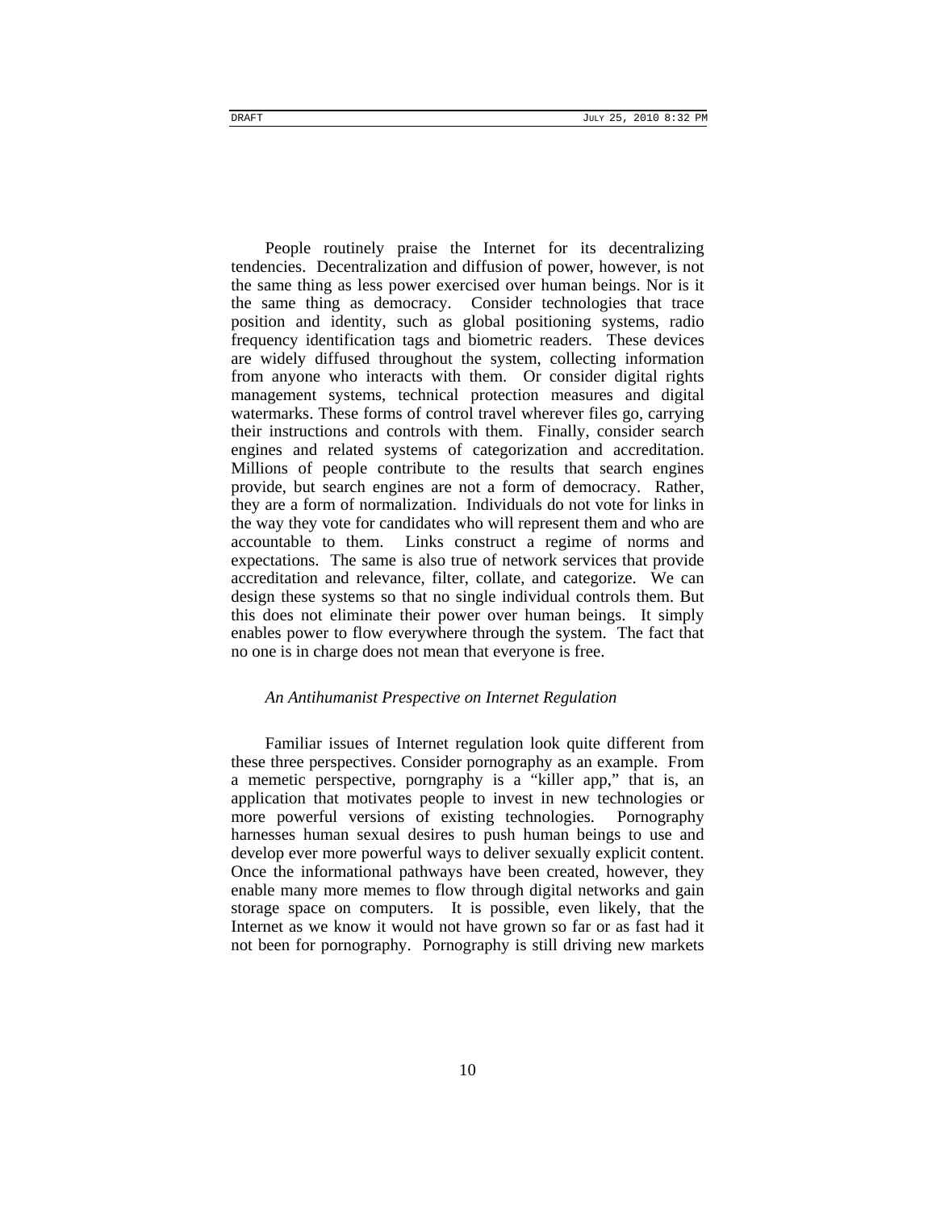People routinely praise the Internet for its decentralizing tendencies. Decentralization and diffusion of power, however, is not the same thing as less power exercised over human beings. Nor is it the same thing as democracy. Consider technologies that trace position and identity, such as global positioning systems, radio frequency identification tags and biometric readers. These devices are widely diffused throughout the system, collecting information from anyone who interacts with them. Or consider digital rights management systems, technical protection measures and digital watermarks. These forms of control travel wherever files go, carrying their instructions and controls with them. Finally, consider search engines and related systems of categorization and accreditation. Millions of people contribute to the results that search engines provide, but search engines are not a form of democracy. Rather, they are a form of normalization. Individuals do not vote for links in the way they vote for candidates who will represent them and who are accountable to them. Links construct a regime of norms and expectations. The same is also true of network services that provide accreditation and relevance, filter, collate, and categorize. We can design these systems so that no single individual controls them. But this does not eliminate their power over human beings. It simply enables power to flow everywhere through the system. The fact that no one is in charge does not mean that everyone is free.

*An Antihumanist Prespective on Internet Regulation*

Familiar issues of Internet regulation look quite different from these three perspectives. Consider pornography as an example. From a memetic perspective, porngraphy is a "killer app," that is, an application that motivates people to invest in new technologies or more powerful versions of existing technologies. Pornography harnesses human sexual desires to push human beings to use and develop ever more powerful ways to deliver sexually explicit content. Once the informational pathways have been created, however, they enable many more memes to flow through digital networks and gain storage space on computers. It is possible, even likely, that the Internet as we know it would not have grown so far or as fast had it not been for pornography. Pornography is still driving new markets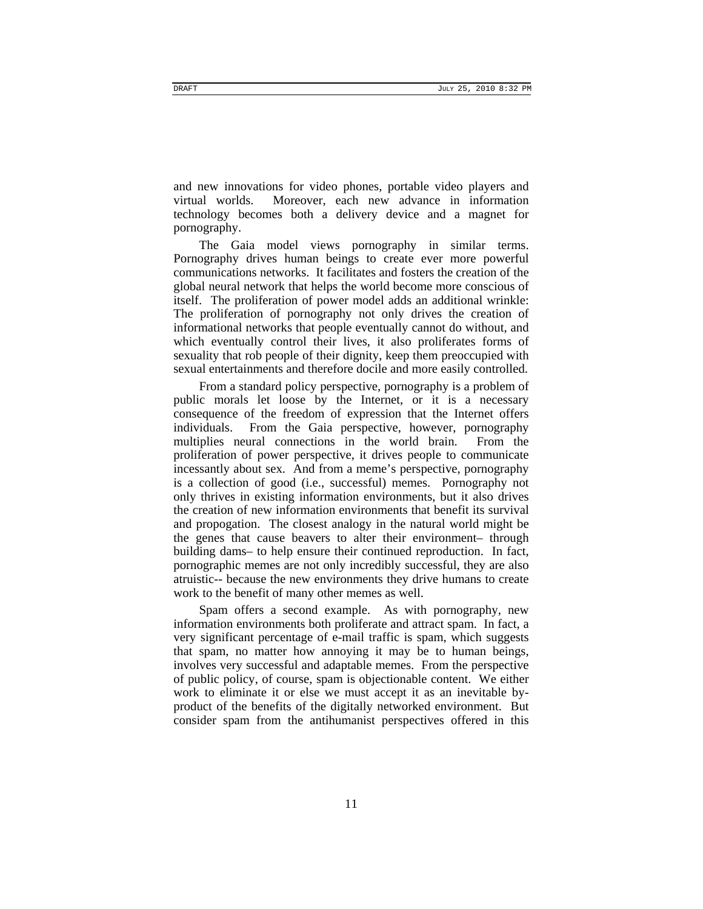and new innovations for video phones, portable video players and virtual worlds. Moreover, each new advance in information technology becomes both a delivery device and a magnet for pornography.

The Gaia model views pornography in similar terms. Pornography drives human beings to create ever more powerful communications networks. It facilitates and fosters the creation of the global neural network that helps the world become more conscious of itself. The proliferation of power model adds an additional wrinkle: The proliferation of pornography not only drives the creation of informational networks that people eventually cannot do without, and which eventually control their lives, it also proliferates forms of sexuality that rob people of their dignity, keep them preoccupied with sexual entertainments and therefore docile and more easily controlled.

From a standard policy perspective, pornography is a problem of public morals let loose by the Internet, or it is a necessary consequence of the freedom of expression that the Internet offers individuals. From the Gaia perspective, however, pornography multiplies neural connections in the world brain. From the proliferation of power perspective, it drives people to communicate incessantly about sex. And from a meme's perspective, pornography is a collection of good (i.e., successful) memes. Pornography not only thrives in existing information environments, but it also drives the creation of new information environments that benefit its survival and propogation. The closest analogy in the natural world might be the genes that cause beavers to alter their environment– through building dams– to help ensure their continued reproduction. In fact, pornographic memes are not only incredibly successful, they are also atruistic-- because the new environments they drive humans to create work to the benefit of many other memes as well.

Spam offers a second example. As with pornography, new information environments both proliferate and attract spam. In fact, a very significant percentage of e-mail traffic is spam, which suggests that spam, no matter how annoying it may be to human beings, involves very successful and adaptable memes. From the perspective of public policy, of course, spam is objectionable content. We either work to eliminate it or else we must accept it as an inevitable by-product of the benefits of the digitally networked environment. But consider spam from the antihumanist perspectives offered in this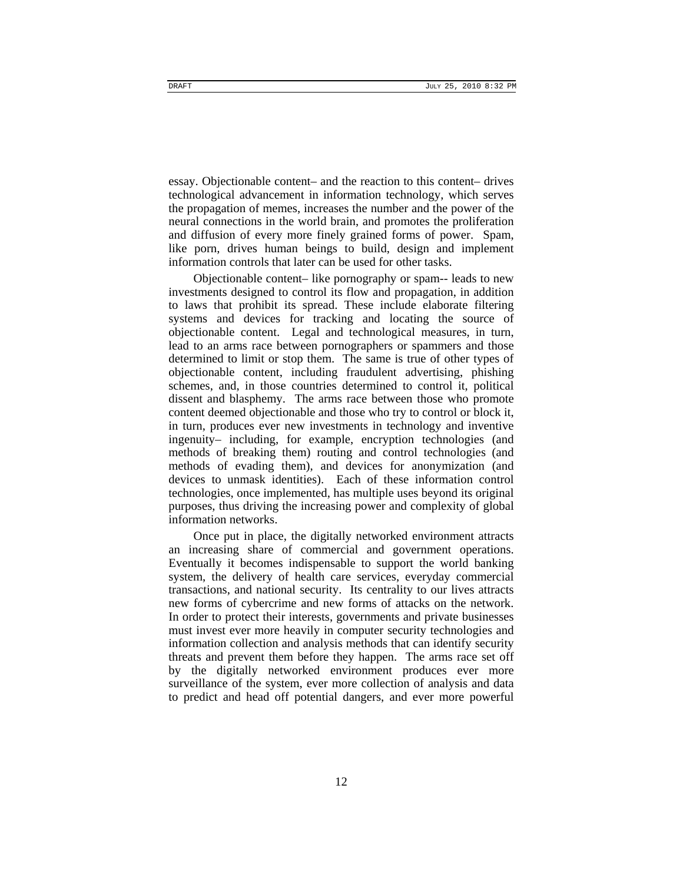essay. Objectionable content– and the reaction to this content– drives technological advancement in information technology, which serves the propagation of memes, increases the number and the power of the neural connections in the world brain, and promotes the proliferation and diffusion of every more finely grained forms of power. Spam, like porn, drives human beings to build, design and implement information controls that later can be used for other tasks.

Objectionable content– like pornography or spam-- leads to new investments designed to control its flow and propagation, in addition to laws that prohibit its spread. These include elaborate filtering systems and devices for tracking and locating the source of objectionable content. Legal and technological measures, in turn, lead to an arms race between pornographers or spammers and those determined to limit or stop them. The same is true of other types of objectionable content, including fraudulent advertising, phishing schemes, and, in those countries determined to control it, political dissent and blasphemy. The arms race between those who promote content deemed objectionable and those who try to control or block it, in turn, produces ever new investments in technology and inventive ingenuity– including, for example, encryption technologies (and methods of breaking them) routing and control technologies (and methods of evading them), and devices for anonymization (and devices to unmask identities). Each of these information control technologies, once implemented, has multiple uses beyond its original purposes, thus driving the increasing power and complexity of global information networks.

Once put in place, the digitally networked environment attracts an increasing share of commercial and government operations. Eventually it becomes indispensable to support the world banking system, the delivery of health care services, everyday commercial transactions, and national security. Its centrality to our lives attracts new forms of cybercrime and new forms of attacks on the network. In order to protect their interests, governments and private businesses must invest ever more heavily in computer security technologies and information collection and analysis methods that can identify security threats and prevent them before they happen. The arms race set off by the digitally networked environment produces ever more surveillance of the system, ever more collection of analysis and data to predict and head off potential dangers, and ever more powerful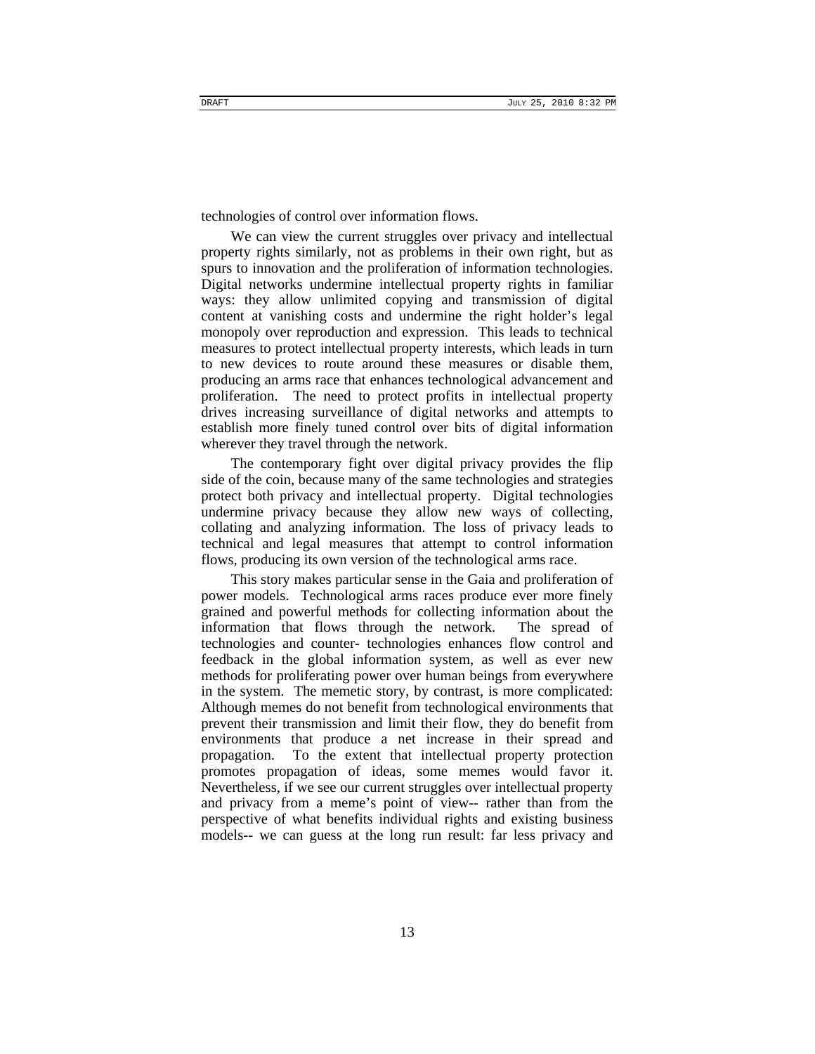technologies of control over information flows.

We can view the current struggles over privacy and intellectual property rights similarly, not as problems in their own right, but as spurs to innovation and the proliferation of information technologies. Digital networks undermine intellectual property rights in familiar ways: they allow unlimited copying and transmission of digital content at vanishing costs and undermine the right holder's legal monopoly over reproduction and expression. This leads to technical measures to protect intellectual property interests, which leads in turn to new devices to route around these measures or disable them, producing an arms race that enhances technological advancement and proliferation. The need to protect profits in intellectual property drives increasing surveillance of digital networks and attempts to establish more finely tuned control over bits of digital information wherever they travel through the network.

The contemporary fight over digital privacy provides the flip side of the coin, because many of the same technologies and strategies protect both privacy and intellectual property. Digital technologies undermine privacy because they allow new ways of collecting, collating and analyzing information. The loss of privacy leads to technical and legal measures that attempt to control information flows, producing its own version of the technological arms race.

This story makes particular sense in the Gaia and proliferation of power models. Technological arms races produce ever more finely grained and powerful methods for collecting information about the information that flows through the network. The spread of technologies and counter- technologies enhances flow control and feedback in the global information system, as well as ever new methods for proliferating power over human beings from everywhere in the system. The memetic story, by contrast, is more complicated: Although memes do not benefit from technological environments that prevent their transmission and limit their flow, they do benefit from environments that produce a net increase in their spread and propagation. To the extent that intellectual property protection promotes propagation of ideas, some memes would favor it. Nevertheless, if we see our current struggles over intellectual property and privacy from a meme's point of view-- rather than from the perspective of what benefits individual rights and existing business models-- we can guess at the long run result: far less privacy and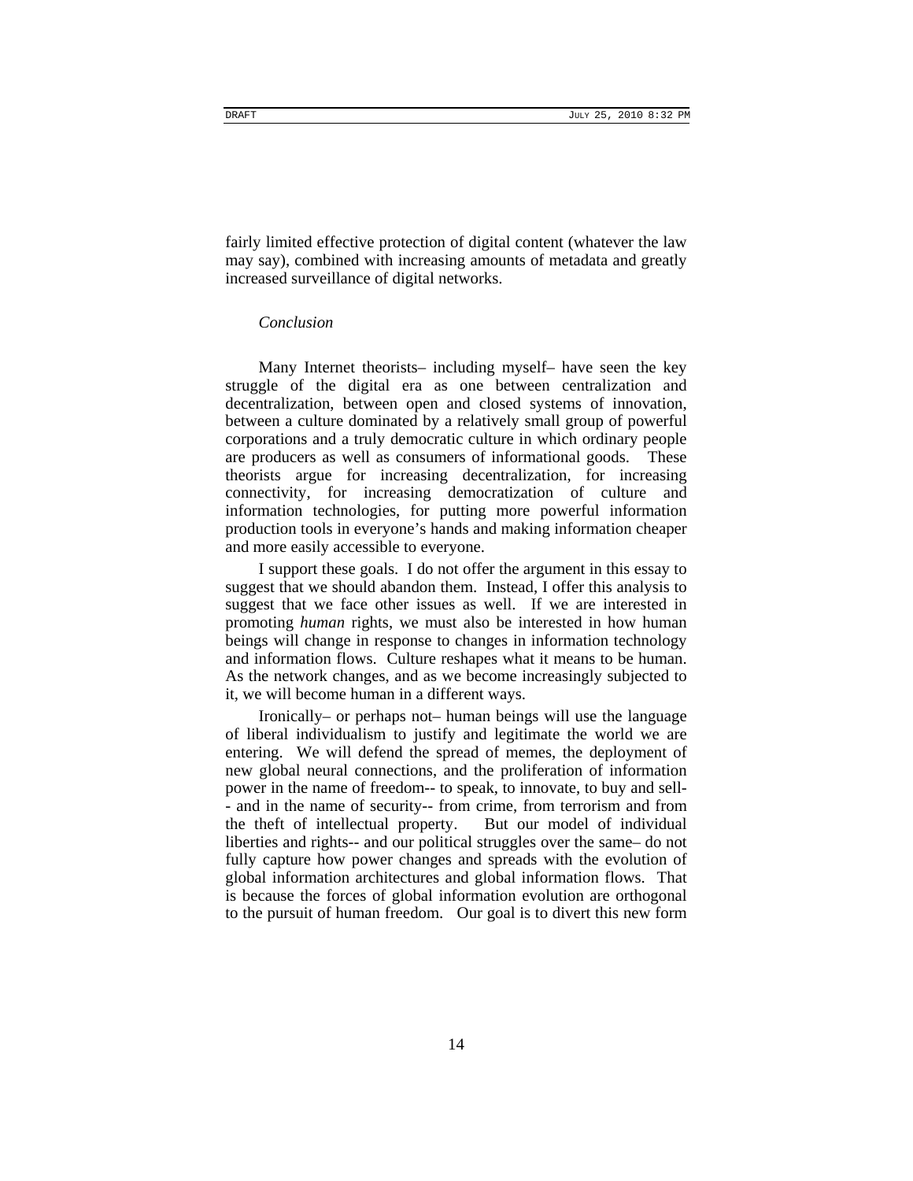fairly limited effective protection of digital content (whatever the law may say), combined with increasing amounts of metadata and greatly increased surveillance of digital networks.

*Conclusion*

Many Internet theorists– including myself– have seen the key struggle of the digital era as one between centralization and decentralization, between open and closed systems of innovation, between a culture dominated by a relatively small group of powerful corporations and a truly democratic culture in which ordinary people are producers as well as consumers of informational goods. These theorists argue for increasing decentralization, for increasing connectivity, for increasing democratization of culture and information technologies, for putting more powerful information production tools in everyone's hands and making information cheaper and more easily accessible to everyone.

I support these goals. I do not offer the argument in this essay to suggest that we should abandon them. Instead, I offer this analysis to suggest that we face other issues as well. If we are interested in promoting *human* rights, we must also be interested in how human beings will change in response to changes in information technology and information flows. Culture reshapes what it means to be human. As the network changes, and as we become increasingly subjected to it, we will become human in a different ways.

Ironically– or perhaps not– human beings will use the language of liberal individualism to justify and legitimate the world we are entering. We will defend the spread of memes, the deployment of new global neural connections, and the proliferation of information power in the name of freedom-- to speak, to innovate, to buy and sell-- and in the name of security-- from crime, from terrorism and from the theft of intellectual property. But our model of individual liberties and rights-- and our political struggles over the same– do not fully capture how power changes and spreads with the evolution of global information architectures and global information flows. That is because the forces of global information evolution are orthogonal to the pursuit of human freedom. Our goal is to divert this new form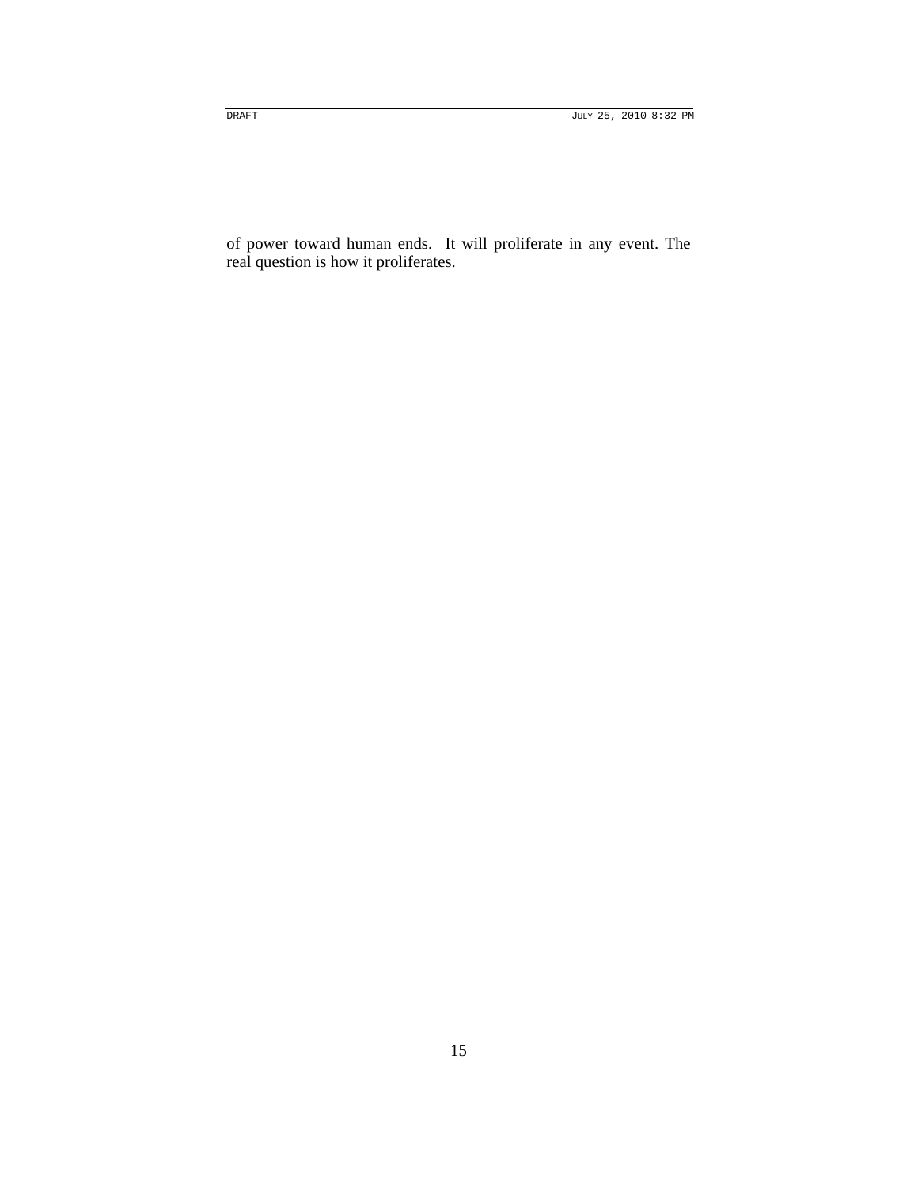of power toward human ends. It will proliferate in any event. The real question is how it proliferates.